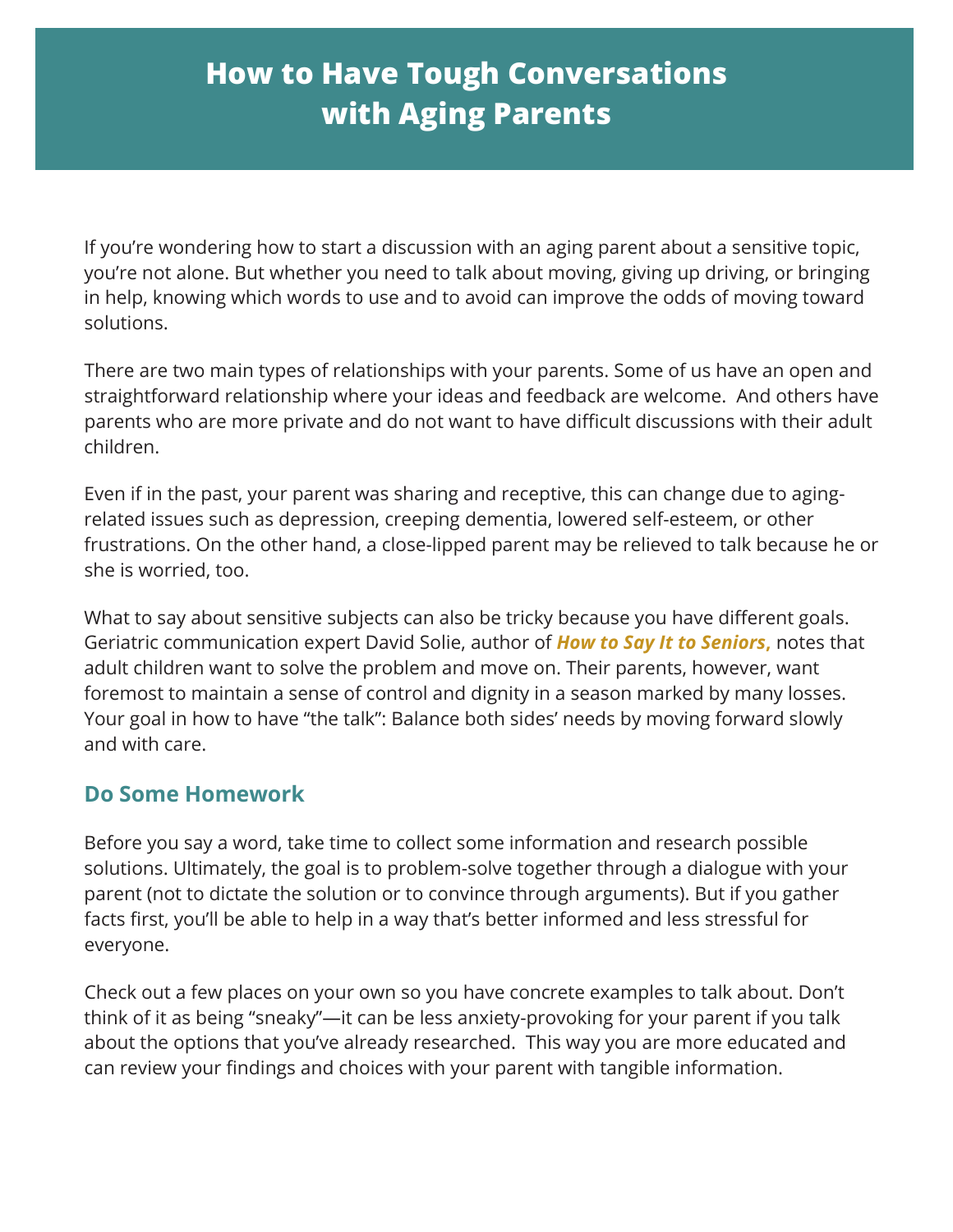# How to Have Tough Conversations with Aging Parents

If you're wondering how to start a discussion with an aging parent about a sensitive topic, you're not alone. But whether you need to talk about moving, giving up driving, or bringing in help, knowing which words to use and to avoid can improve the odds of moving toward solutions.

There are two main types of relationships with your parents. Some of us have an open and straightforward relationship where your ideas and feedback are welcome. And others have parents who are more private and do not want to have difficult discussions with their adult children.

Even if in the past, your parent was sharing and receptive, this can change due to aging-related issues such as depression, creeping dementia, lowered self-esteem, or other frustrations. On the other hand, a close-lipped parent may be relieved to talk because he or she is worried, too.

What to say about sensitive subjects can also be tricky because you have different goals. Geriatric communication expert David Solie, author of ***How to Say It to Seniors,*** notes that adult children want to solve the problem and move on. Their parents, however, want foremost to maintain a sense of control and dignity in a season marked by many losses. Your goal in how to have "the talk": Balance both sides' needs by moving forward slowly and with care.

## Do Some Homework

Before you say a word, take time to collect some information and research possible solutions. Ultimately, the goal is to problem-solve together through a dialogue with your parent (not to dictate the solution or to convince through arguments). But if you gather facts first, you'll be able to help in a way that's better informed and less stressful for everyone.

Check out a few places on your own so you have concrete examples to talk about. Don't think of it as being "sneaky"—it can be less anxiety-provoking for your parent if you talk about the options that you've already researched. This way you are more educated and can review your findings and choices with your parent with tangible information.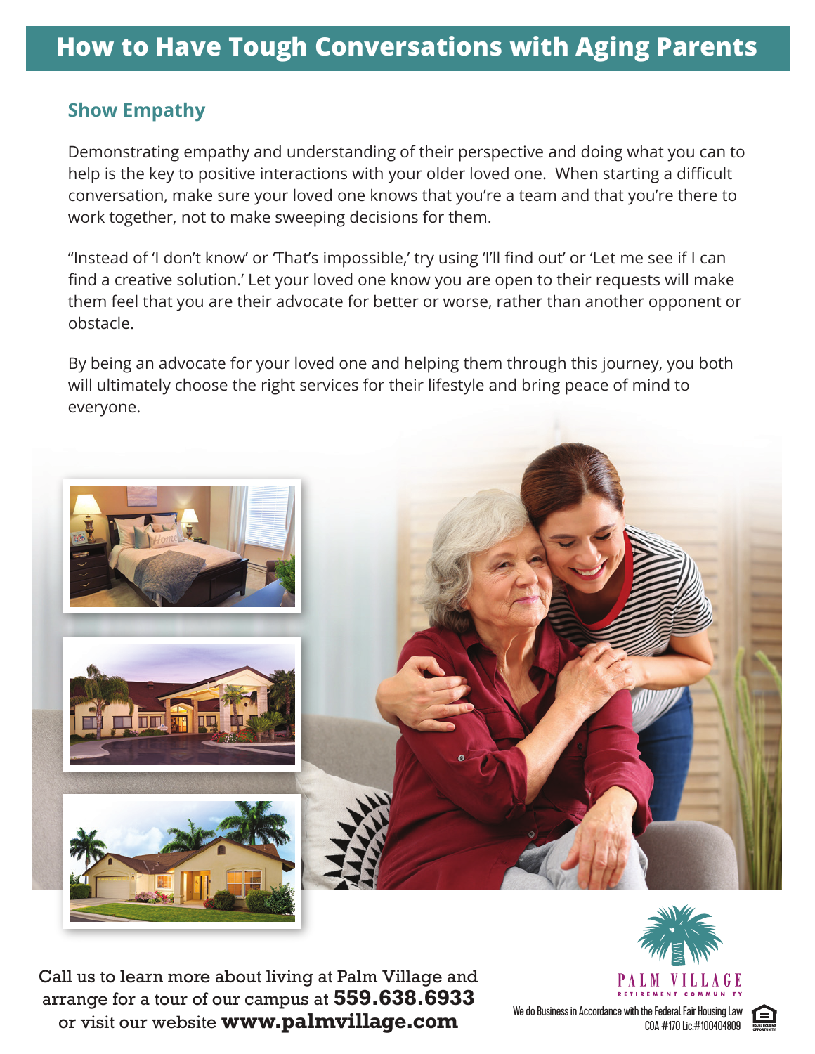# How to Have Tough Conversations with Aging Parents

## Show Empathy

Demonstrating empathy and understanding of their perspective and doing what you can to help is the key to positive interactions with your older loved one. When starting a difficult conversation, make sure your loved one knows that you're a team and that you're there to work together, not to make sweeping decisions for them.

"Instead of 'I don't know' or 'That's impossible,' try using 'I'll find out' or 'Let me see if I can find a creative solution.' Let your loved one know you are open to their requests will make them feel that you are their advocate for better or worse, rather than another opponent or obstacle.

By being an advocate for your loved one and helping them through this journey, you both will ultimately choose the right services for their lifestyle and bring peace of mind to everyone.

Call us to learn more about living at Palm Village and arrange for a tour of our campus at **559.638.6933** or visit our website **www.palmvillage.com**

PALM VILLAGE
RETIREMENT COMMUNITY

We do Business in Accordance with the Federal Fair Housing Law
COA #170 Lic.#100404809